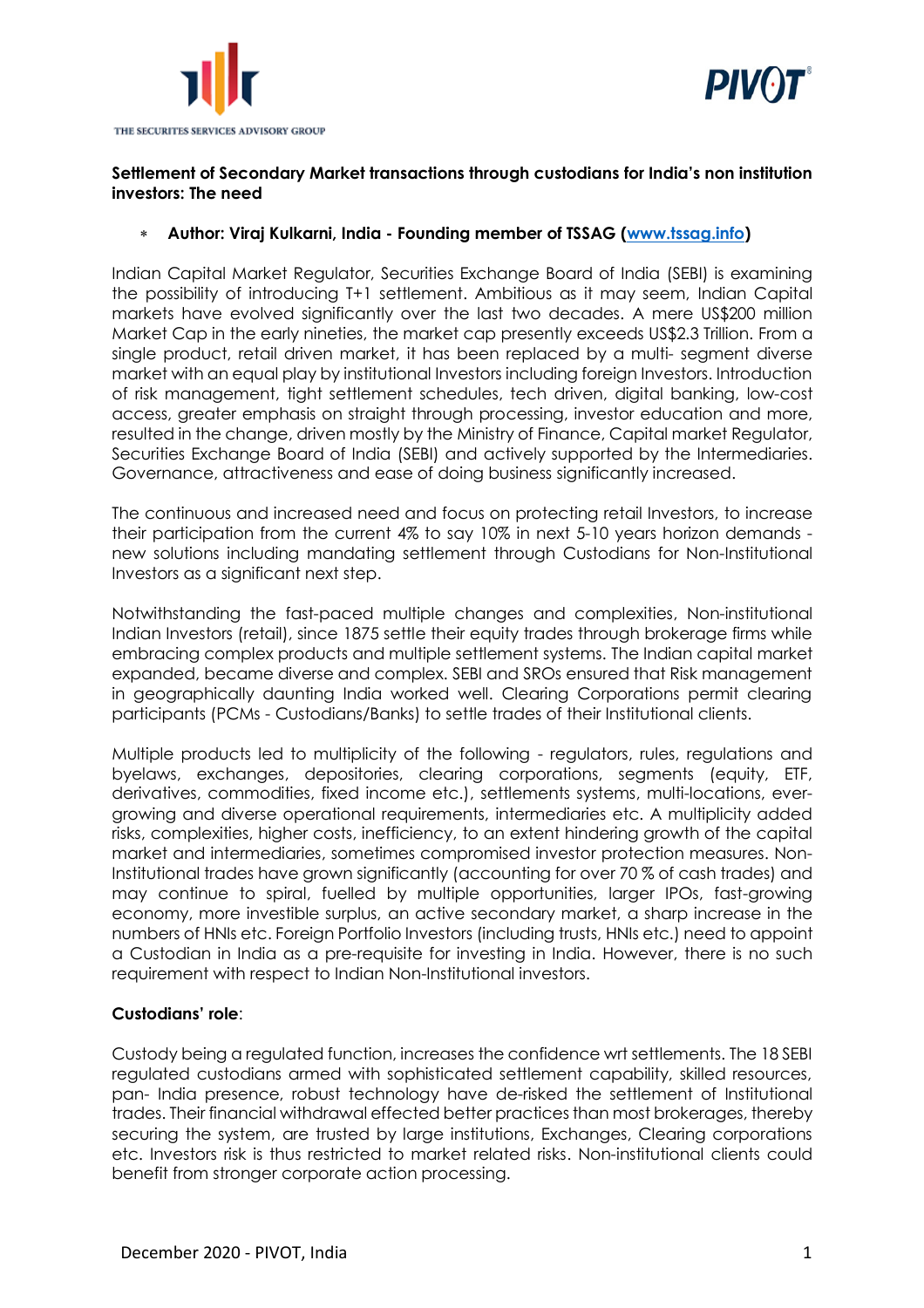**Settlement of Secondary Market transactions through custodians for India's non institution investors: The need**

- **Author: Viraj Kulkarni, India - Founding member of TSSAG ([www.tssag.info](www.tssag.info))**

Indian Capital Market Regulator, Securities Exchange Board of India (SEBI) is examining the possibility of introducing T+1 settlement. Ambitious as it may seem, Indian Capital markets have evolved significantly over the last two decades. A mere US$200 million Market Cap in the early nineties, the market cap presently exceeds US$2.3 Trillion. From a single product, retail driven market, it has been replaced by a multi- segment diverse market with an equal play by institutional Investors including foreign Investors. Introduction of risk management, tight settlement schedules, tech driven, digital banking, low-cost access, greater emphasis on straight through processing, investor education and more, resulted in the change, driven mostly by the Ministry of Finance, Capital market Regulator, Securities Exchange Board of India (SEBI) and actively supported by the Intermediaries. Governance, attractiveness and ease of doing business significantly increased.

The continuous and increased need and focus on protecting retail Investors, to increase their participation from the current 4% to say 10% in next 5-10 years horizon demands - new solutions including mandating settlement through Custodians for Non-Institutional Investors as a significant next step.

Notwithstanding the fast-paced multiple changes and complexities, Non-institutional Indian Investors (retail), since 1875 settle their equity trades through brokerage firms while embracing complex products and multiple settlement systems. The Indian capital market expanded, became diverse and complex. SEBI and SROs ensured that Risk management in geographically daunting India worked well. Clearing Corporations permit clearing participants (PCMs - Custodians/Banks) to settle trades of their Institutional clients.

Multiple products led to multiplicity of the following - regulators, rules, regulations and byelaws, exchanges, depositories, clearing corporations, segments (equity, ETF, derivatives, commodities, fixed income etc.), settlements systems, multi-locations, ever-growing and diverse operational requirements, intermediaries etc. A multiplicity added risks, complexities, higher costs, inefficiency, to an extent hindering growth of the capital market and intermediaries, sometimes compromised investor protection measures. Non-Institutional trades have grown significantly (accounting for over 70 % of cash trades) and may continue to spiral, fuelled by multiple opportunities, larger IPOs, fast-growing economy, more investible surplus, an active secondary market, a sharp increase in the numbers of HNIs etc. Foreign Portfolio Investors (including trusts, HNIs etc.) need to appoint a Custodian in India as a pre-requisite for investing in India. However, there is no such requirement with respect to Indian Non-Institutional investors.

**Custodians' role**:

Custody being a regulated function, increases the confidence wrt settlements. The 18 SEBI regulated custodians armed with sophisticated settlement capability, skilled resources, pan- India presence, robust technology have de-risked the settlement of Institutional trades. Their financial withdrawal effected better practices than most brokerages, thereby securing the system, are trusted by large institutions, Exchanges, Clearing corporations etc. Investors risk is thus restricted to market related risks. Non-institutional clients could benefit from stronger corporate action processing.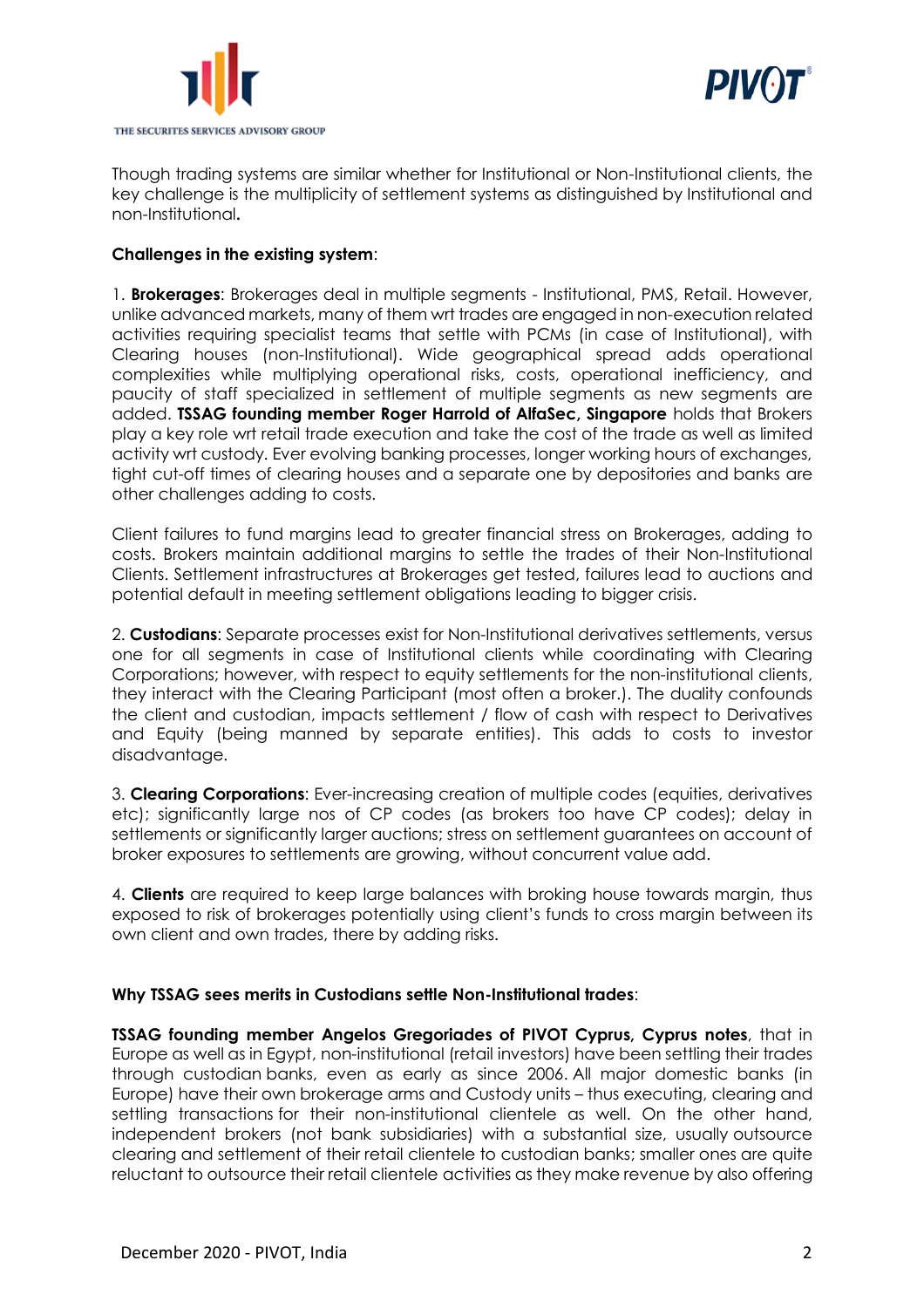Though trading systems are similar whether for Institutional or Non-Institutional clients, the key challenge is the multiplicity of settlement systems as distinguished by Institutional and non-Institutional**.**

**Challenges in the existing system**:

1. **Brokerages**: Brokerages deal in multiple segments - Institutional, PMS, Retail. However, unlike advanced markets, many of them wrt trades are engaged in non-execution related activities requiring specialist teams that settle with PCMs (in case of Institutional), with Clearing houses (non-Institutional). Wide geographical spread adds operational complexities while multiplying operational risks, costs, operational inefficiency, and paucity of staff specialized in settlement of multiple segments as new segments are added. **TSSAG founding member Roger Harrold of AlfaSec, Singapore** holds that Brokers play a key role wrt retail trade execution and take the cost of the trade as well as limited activity wrt custody. Ever evolving banking processes, longer working hours of exchanges, tight cut-off times of clearing houses and a separate one by depositories and banks are other challenges adding to costs.

Client failures to fund margins lead to greater financial stress on Brokerages, adding to costs. Brokers maintain additional margins to settle the trades of their Non-Institutional Clients. Settlement infrastructures at Brokerages get tested, failures lead to auctions and potential default in meeting settlement obligations leading to bigger crisis.

2. **Custodians**: Separate processes exist for Non-Institutional derivatives settlements, versus one for all segments in case of Institutional clients while coordinating with Clearing Corporations; however, with respect to equity settlements for the non-institutional clients, they interact with the Clearing Participant (most often a broker.). The duality confounds the client and custodian, impacts settlement / flow of cash with respect to Derivatives and Equity (being manned by separate entities). This adds to costs to investor disadvantage.

3. **Clearing Corporations**: Ever-increasing creation of multiple codes (equities, derivatives etc); significantly large nos of CP codes (as brokers too have CP codes); delay in settlements or significantly larger auctions; stress on settlement guarantees on account of broker exposures to settlements are growing, without concurrent value add.

4. **Clients** are required to keep large balances with broking house towards margin, thus exposed to risk of brokerages potentially using client's funds to cross margin between its own client and own trades, there by adding risks.

**Why TSSAG sees merits in Custodians settle Non-Institutional trades**:

**TSSAG founding member Angelos Gregoriades of PIVOT Cyprus, Cyprus notes**, that in Europe as well as in Egypt, non-institutional (retail investors) have been settling their trades through custodian banks, even as early as since 2006. All major domestic banks (in Europe) have their own brokerage arms and Custody units – thus executing, clearing and settling transactions for their non-institutional clientele as well. On the other hand, independent brokers (not bank subsidiaries) with a substantial size, usually outsource clearing and settlement of their retail clientele to custodian banks; smaller ones are quite reluctant to outsource their retail clientele activities as they make revenue by also offering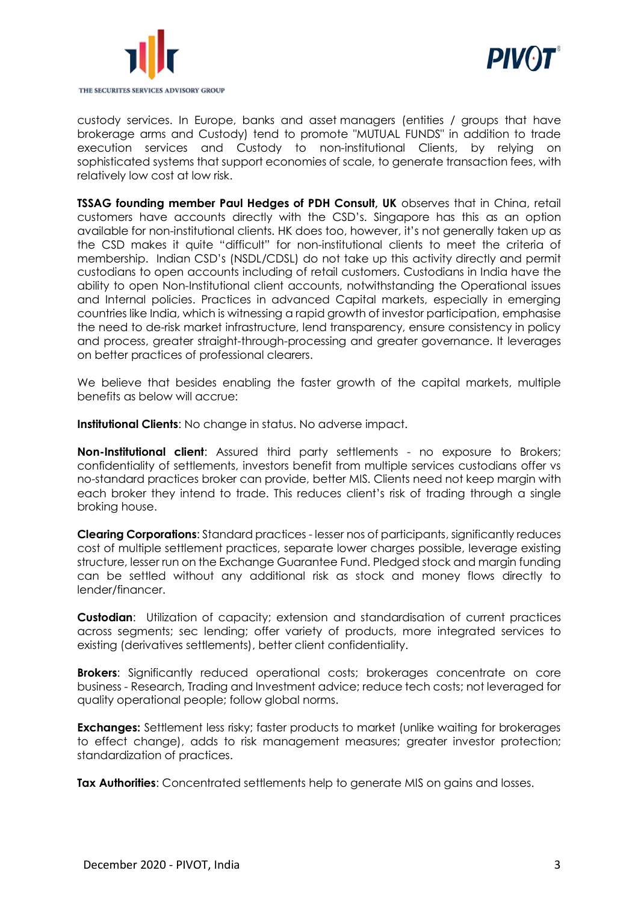custody services. In Europe, banks and asset managers (entities / groups that have brokerage arms and Custody) tend to promote "MUTUAL FUNDS" in addition to trade execution services and Custody to non-institutional Clients, by relying on sophisticated systems that support economies of scale, to generate transaction fees, with relatively low cost at low risk.

**TSSAG founding member Paul Hedges of PDH Consult, UK** observes that in China, retail customers have accounts directly with the CSD's. Singapore has this as an option available for non-institutional clients. HK does too, however, it's not generally taken up as the CSD makes it quite "difficult" for non-institutional clients to meet the criteria of membership. Indian CSD's (NSDL/CDSL) do not take up this activity directly and permit custodians to open accounts including of retail customers. Custodians in India have the ability to open Non-Institutional client accounts, notwithstanding the Operational issues and Internal policies. Practices in advanced Capital markets, especially in emerging countries like India, which is witnessing a rapid growth of investor participation, emphasise the need to de-risk market infrastructure, lend transparency, ensure consistency in policy and process, greater straight-through-processing and greater governance. It leverages on better practices of professional clearers.

We believe that besides enabling the faster growth of the capital markets, multiple benefits as below will accrue:

**Institutional Clients**: No change in status. No adverse impact.

**Non-Institutional client**: Assured third party settlements - no exposure to Brokers; confidentiality of settlements, investors benefit from multiple services custodians offer vs no-standard practices broker can provide, better MIS. Clients need not keep margin with each broker they intend to trade. This reduces client's risk of trading through a single broking house.

**Clearing Corporations**: Standard practices - lesser nos of participants, significantly reduces cost of multiple settlement practices, separate lower charges possible, leverage existing structure, lesser run on the Exchange Guarantee Fund. Pledged stock and margin funding can be settled without any additional risk as stock and money flows directly to lender/financer.

**Custodian**: Utilization of capacity; extension and standardisation of current practices across segments; sec lending; offer variety of products, more integrated services to existing (derivatives settlements), better client confidentiality.

**Brokers**: Significantly reduced operational costs; brokerages concentrate on core business - Research, Trading and Investment advice; reduce tech costs; not leveraged for quality operational people; follow global norms.

**Exchanges:** Settlement less risky; faster products to market (unlike waiting for brokerages to effect change), adds to risk management measures; greater investor protection; standardization of practices.

**Tax Authorities**: Concentrated settlements help to generate MIS on gains and losses.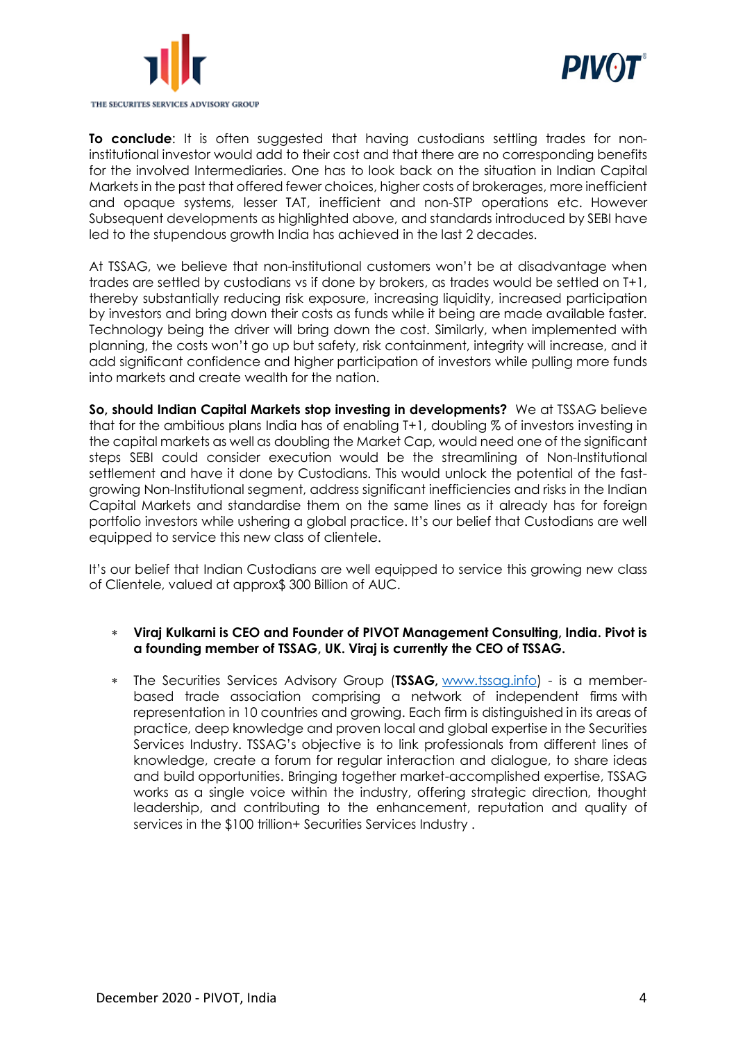**To conclude**: It is often suggested that having custodians settling trades for non-institutional investor would add to their cost and that there are no corresponding benefits for the involved Intermediaries. One has to look back on the situation in Indian Capital Markets in the past that offered fewer choices, higher costs of brokerages, more inefficient and opaque systems, lesser TAT, inefficient and non-STP operations etc. However Subsequent developments as highlighted above, and standards introduced by SEBI have led to the stupendous growth India has achieved in the last 2 decades.

At TSSAG, we believe that non-institutional customers won't be at disadvantage when trades are settled by custodians vs if done by brokers, as trades would be settled on T+1, thereby substantially reducing risk exposure, increasing liquidity, increased participation by investors and bring down their costs as funds while it being are made available faster. Technology being the driver will bring down the cost. Similarly, when implemented with planning, the costs won't go up but safety, risk containment, integrity will increase, and it add significant confidence and higher participation of investors while pulling more funds into markets and create wealth for the nation.

**So, should Indian Capital Markets stop investing in developments?** We at TSSAG believe that for the ambitious plans India has of enabling T+1, doubling % of investors investing in the capital markets as well as doubling the Market Cap, would need one of the significant steps SEBI could consider execution would be the streamlining of Non-Institutional settlement and have it done by Custodians. This would unlock the potential of the fast-growing Non-Institutional segment, address significant inefficiencies and risks in the Indian Capital Markets and standardise them on the same lines as it already has for foreign portfolio investors while ushering a global practice. It's our belief that Custodians are well equipped to service this new class of clientele.

It's our belief that Indian Custodians are well equipped to service this growing new class of Clientele, valued at approx$ 300 Billion of AUC.

- **Viraj Kulkarni is CEO and Founder of PIVOT Management Consulting, India. Pivot is a founding member of TSSAG, UK. Viraj is currently the CEO of TSSAG.**

- The Securities Services Advisory Group (**TSSAG,** www.tssag.info) - is a member-based trade association comprising a network of independent firms with representation in 10 countries and growing. Each firm is distinguished in its areas of practice, deep knowledge and proven local and global expertise in the Securities Services Industry. TSSAG's objective is to link professionals from different lines of knowledge, create a forum for regular interaction and dialogue, to share ideas and build opportunities. Bringing together market-accomplished expertise, TSSAG works as a single voice within the industry, offering strategic direction, thought leadership, and contributing to the enhancement, reputation and quality of services in the $100 trillion+ Securities Services Industry .